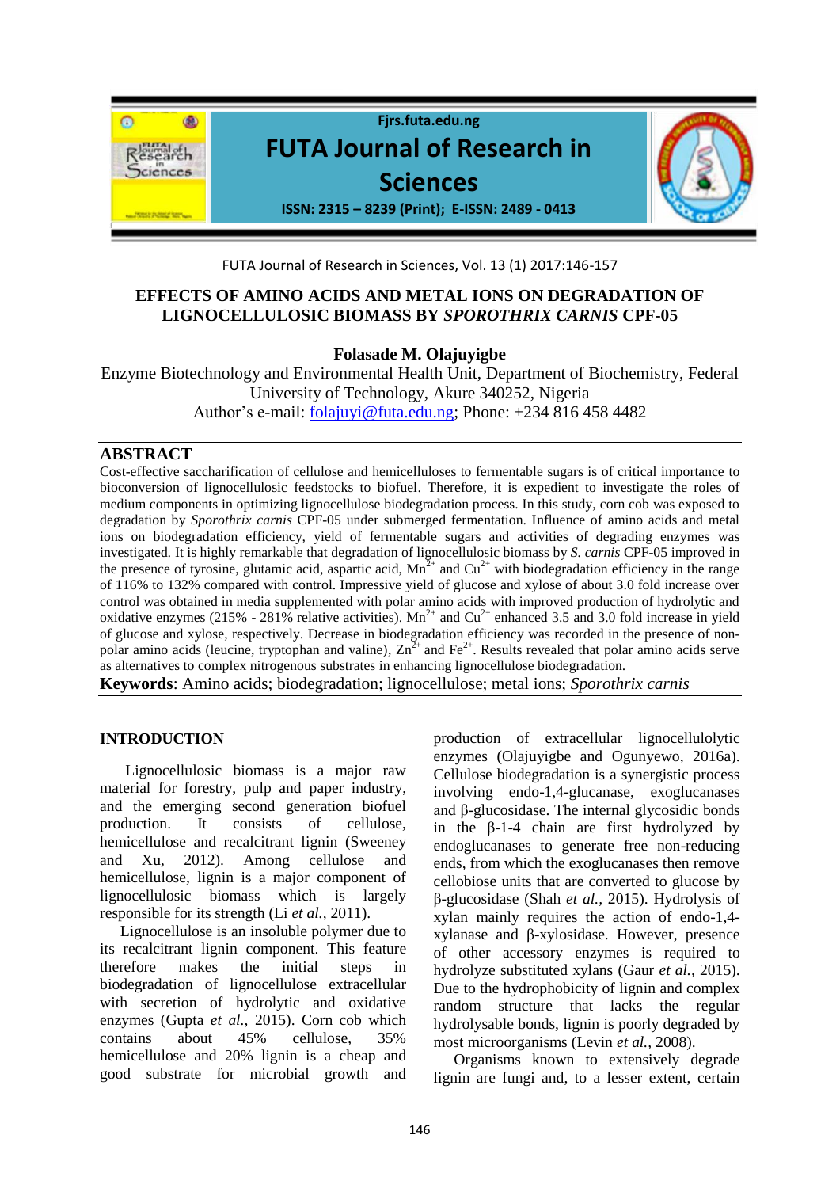# EFFECTS OF AMINO ACIDS AND METAL IONS ON DEGRADATION OF LIGNOCELLULOSIC BIOMASS BY *SPOROTHRIX CARNIS* CPF-05

**Folasade M. Olajuyigbe**

Enzyme Biotechnology and Environmental Health Unit, Department of Biochemistry, Federal University of Technology, Akure 340252, Nigeria

Author's e-mail: folajuyi@futa.edu.ng; Phone: +234 816 458 4482

## ABSTRACT

Cost-effective saccharification of cellulose and hemicelluloses to fermentable sugars is of critical importance to bioconversion of lignocellulosic feedstocks to biofuel. Therefore, it is expedient to investigate the roles of medium components in optimizing lignocellulose biodegradation process. In this study, corn cob was exposed to degradation by *Sporothrix carnis* CPF-05 under submerged fermentation. Influence of amino acids and metal ions on biodegradation efficiency, yield of fermentable sugars and activities of degrading enzymes was investigated. It is highly remarkable that degradation of lignocellulosic biomass by *S. carnis* CPF-05 improved in the presence of tyrosine, glutamic acid, aspartic acid, $Mn^{2+}$ and $Cu^{2+}$ with biodegradation efficiency in the range of 116% to 132% compared with control. Impressive yield of glucose and xylose of about 3.0 fold increase over control was obtained in media supplemented with polar amino acids with improved production of hydrolytic and oxidative enzymes (215% - 281% relative activities). $Mn^{2+}$ and $Cu^{2+}$ enhanced 3.5 and 3.0 fold increase in yield of glucose and xylose, respectively. Decrease in biodegradation efficiency was recorded in the presence of non-polar amino acids (leucine, tryptophan and valine), $Zn^{2+}$ and $Fe^{2+}$. Results revealed that polar amino acids serve as alternatives to complex nitrogenous substrates in enhancing lignocellulose biodegradation.

**Keywords**: Amino acids; biodegradation; lignocellulose; metal ions; *Sporothrix carnis*

## INTRODUCTION

Lignocellulosic biomass is a major raw material for forestry, pulp and paper industry, and the emerging second generation biofuel production. It consists of cellulose, hemicellulose and recalcitrant lignin (Sweeney and Xu, 2012). Among cellulose and hemicellulose, lignin is a major component of lignocellulosic biomass which is largely responsible for its strength (Li *et al.*, 2011).

Lignocellulose is an insoluble polymer due to its recalcitrant lignin component. This feature therefore makes the initial steps in biodegradation of lignocellulose extracellular with secretion of hydrolytic and oxidative enzymes (Gupta *et al.*, 2015). Corn cob which contains about 45% cellulose, 35% hemicellulose and 20% lignin is a cheap and good substrate for microbial growth and production of extracellular lignocellulolytic enzymes (Olajuyigbe and Ogunyewo, 2016a). Cellulose biodegradation is a synergistic process involving endo-1,4-glucanase, exoglucanases and β-glucosidase. The internal glycosidic bonds in the β-1-4 chain are first hydrolyzed by endoglucanases to generate free non-reducing ends, from which the exoglucanases then remove cellobiose units that are converted to glucose by β-glucosidase (Shah *et al.*, 2015). Hydrolysis of xylan mainly requires the action of endo-1,4-xylanase and β-xylosidase. However, presence of other accessory enzymes is required to hydrolyze substituted xylans (Gaur *et al.*, 2015). Due to the hydrophobicity of lignin and complex random structure that lacks the regular hydrolysable bonds, lignin is poorly degraded by most microorganisms (Levin *et al.*, 2008).

Organisms known to extensively degrade lignin are fungi and, to a lesser extent, certain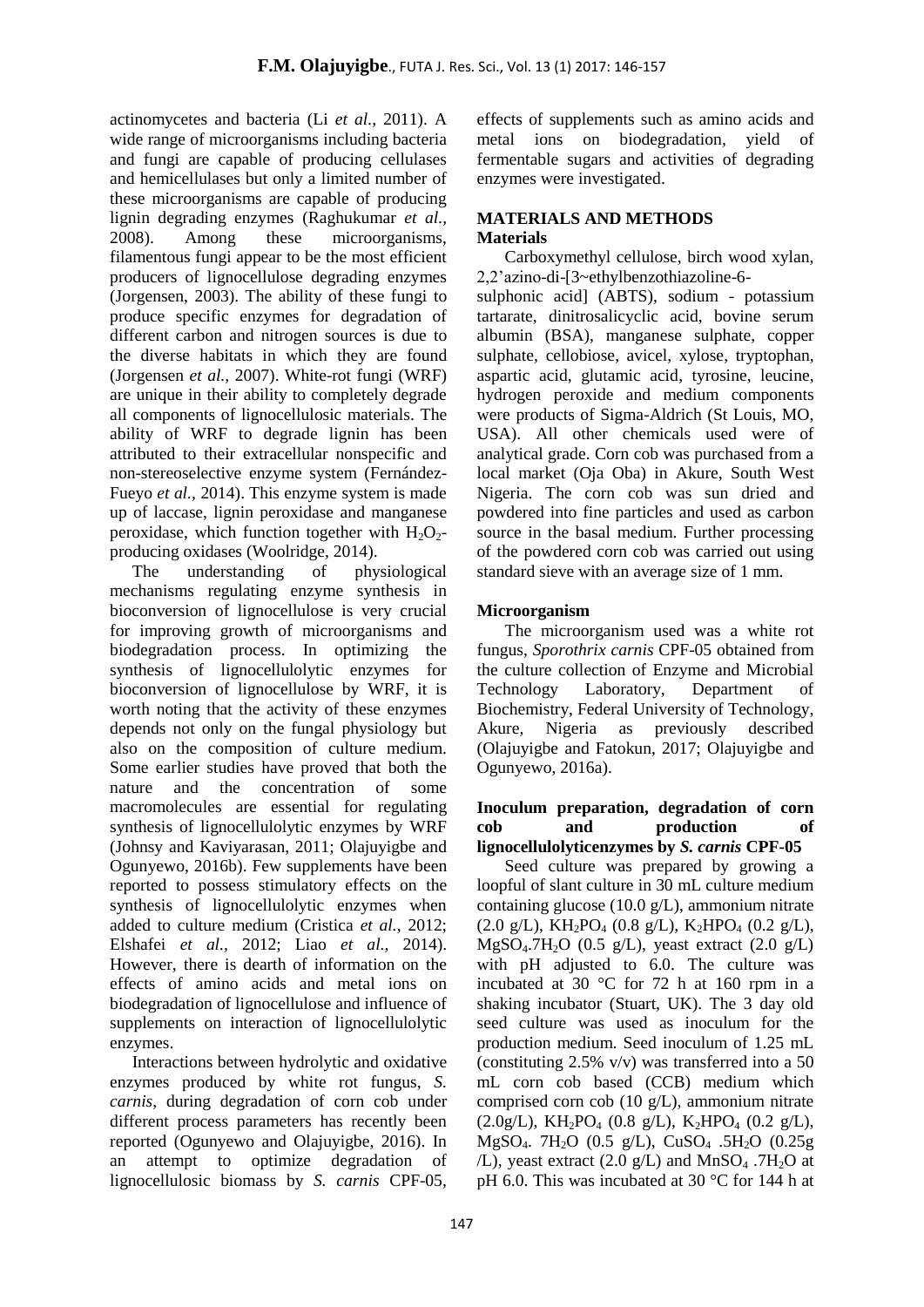actinomycetes and bacteria (Li *et al.*, 2011). A wide range of microorganisms including bacteria and fungi are capable of producing cellulases and hemicellulases but only a limited number of these microorganisms are capable of producing lignin degrading enzymes (Raghukumar *et al.*, 2008). Among these microorganisms, filamentous fungi appear to be the most efficient producers of lignocellulose degrading enzymes (Jorgensen, 2003). The ability of these fungi to produce specific enzymes for degradation of different carbon and nitrogen sources is due to the diverse habitats in which they are found (Jorgensen *et al.*, 2007). White-rot fungi (WRF) are unique in their ability to completely degrade all components of lignocellulosic materials. The ability of WRF to degrade lignin has been attributed to their extracellular nonspecific and non-stereoselective enzyme system (Fernández-Fueyo *et al.*, 2014). This enzyme system is made up of laccase, lignin peroxidase and manganese peroxidase, which function together with $H_2O_2$-producing oxidases (Woolridge, 2014).

The understanding of physiological mechanisms regulating enzyme synthesis in bioconversion of lignocellulose is very crucial for improving growth of microorganisms and biodegradation process. In optimizing the synthesis of lignocellulolytic enzymes for bioconversion of lignocellulose by WRF, it is worth noting that the activity of these enzymes depends not only on the fungal physiology but also on the composition of culture medium. Some earlier studies have proved that both the nature and the concentration of some macromolecules are essential for regulating synthesis of lignocellulolytic enzymes by WRF (Johnsy and Kaviyarasan, 2011; Olajuyigbe and Ogunyewo, 2016b). Few supplements have been reported to possess stimulatory effects on the synthesis of lignocellulolytic enzymes when added to culture medium (Cristica *et al.*, 2012; Elshafei *et al.*, 2012; Liao *et al.*, 2014). However, there is dearth of information on the effects of amino acids and metal ions on biodegradation of lignocellulose and influence of supplements on interaction of lignocellulolytic enzymes.

Interactions between hydrolytic and oxidative enzymes produced by white rot fungus, *S. carnis*, during degradation of corn cob under different process parameters has recently been reported (Ogunyewo and Olajuyigbe, 2016). In an attempt to optimize degradation of lignocellulosic biomass by *S. carnis* CPF-05, effects of supplements such as amino acids and metal ions on biodegradation, yield of fermentable sugars and activities of degrading enzymes were investigated.

## MATERIALS AND METHODS

### Materials

Carboxymethyl cellulose, birch wood xylan, 2,2'azino-di-[3~ethylbenzothiazoline-6-sulphonic acid] (ABTS), sodium - potassium tartarate, dinitrosalicyclic acid, bovine serum albumin (BSA), manganese sulphate, copper sulphate, cellobiose, avicel, xylose, tryptophan, aspartic acid, glutamic acid, tyrosine, leucine, hydrogen peroxide and medium components were products of Sigma-Aldrich (St Louis, MO, USA). All other chemicals used were of analytical grade. Corn cob was purchased from a local market (Oja Oba) in Akure, South West Nigeria. The corn cob was sun dried and powdered into fine particles and used as carbon source in the basal medium. Further processing of the powdered corn cob was carried out using standard sieve with an average size of 1 mm.

### Microorganism

The microorganism used was a white rot fungus, *Sporothrix carnis* CPF-05 obtained from the culture collection of Enzyme and Microbial Technology Laboratory, Department of Biochemistry, Federal University of Technology, Akure, Nigeria as previously described (Olajuyigbe and Fatokun, 2017; Olajuyigbe and Ogunyewo, 2016a).

### Inoculum preparation, degradation of corn cob and production of lignocellulolyticenzymes by *S. carnis* CPF-05

Seed culture was prepared by growing a loopful of slant culture in 30 mL culture medium containing glucose (10.0 g/L), ammonium nitrate (2.0 g/L), $KH_2PO_4$ (0.8 g/L), $K_2HPO_4$ (0.2 g/L), $MgSO_4.7H_2O$ (0.5 g/L), yeast extract (2.0 g/L) with pH adjusted to 6.0. The culture was incubated at 30 °C for 72 h at 160 rpm in a shaking incubator (Stuart, UK). The 3 day old seed culture was used as inoculum for the production medium. Seed inoculum of 1.25 mL (constituting 2.5% v/v) was transferred into a 50 mL corn cob based (CCB) medium which comprised corn cob (10 g/L), ammonium nitrate (2.0g/L), $KH_2PO_4$ (0.8 g/L), $K_2HPO_4$ (0.2 g/L), $MgSO_4$. $7H_2O$ (0.5 g/L), $CuSO_4$ .$5H_2O$ (0.25g /L), yeast extract (2.0 g/L) and $MnSO_4$ .$7H_2O$ at pH 6.0. This was incubated at 30 °C for 144 h at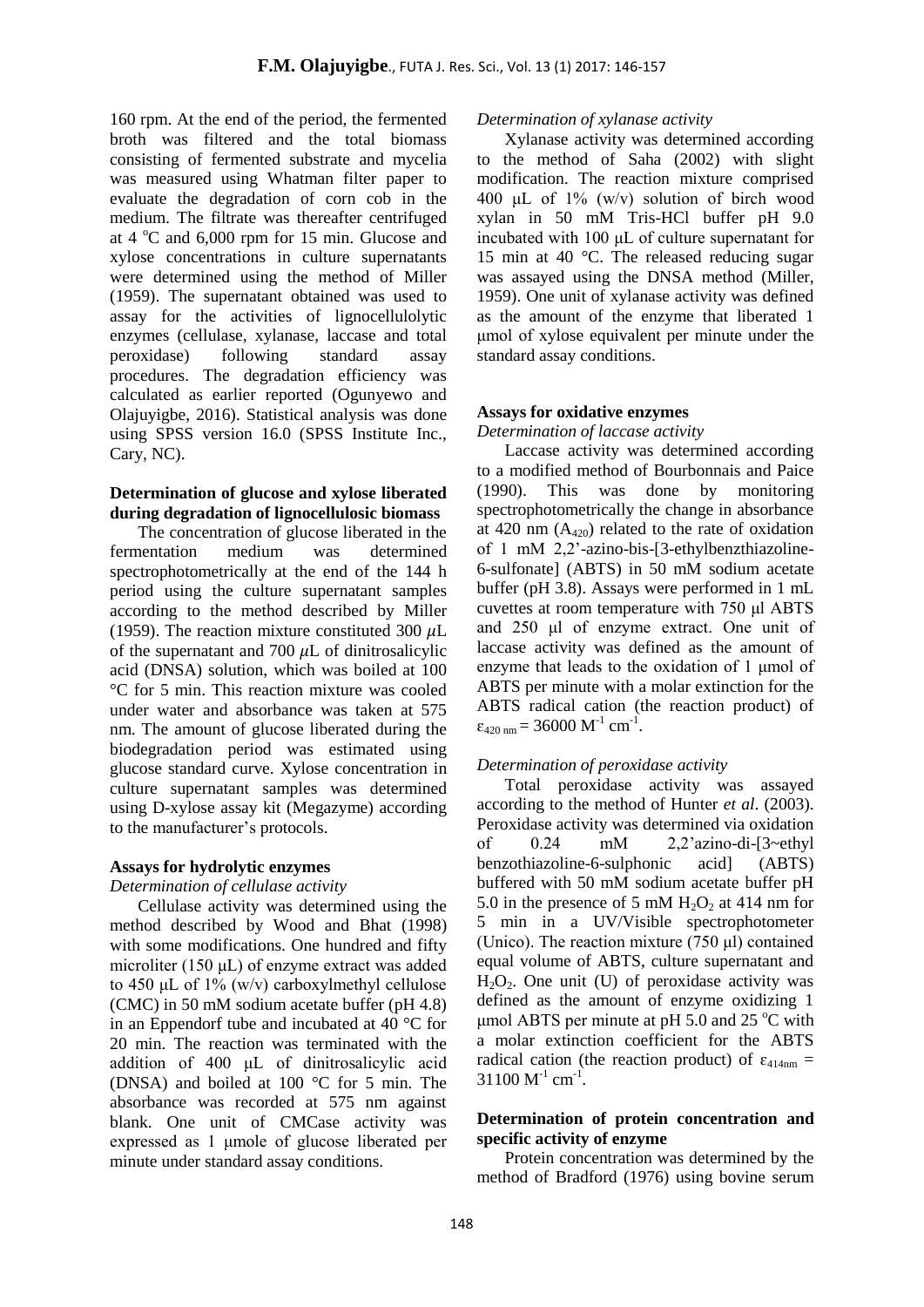160 rpm. At the end of the period, the fermented broth was filtered and the total biomass consisting of fermented substrate and mycelia was measured using Whatman filter paper to evaluate the degradation of corn cob in the medium. The filtrate was thereafter centrifuged at 4 $^{o}$C and 6,000 rpm for 15 min. Glucose and xylose concentrations in culture supernatants were determined using the method of Miller (1959). The supernatant obtained was used to assay for the activities of lignocellulolytic enzymes (cellulase, xylanase, laccase and total peroxidase) following standard assay procedures. The degradation efficiency was calculated as earlier reported (Ogunyewo and Olajuyigbe, 2016). Statistical analysis was done using SPSS version 16.0 (SPSS Institute Inc., Cary, NC).

**Determination of glucose and xylose liberated during degradation of lignocellulosic biomass**

The concentration of glucose liberated in the fermentation medium was determined spectrophotometrically at the end of the 144 h period using the culture supernatant samples according to the method described by Miller (1959). The reaction mixture constituted 300 $\mu$L of the supernatant and 700 $\mu$L of dinitrosalicylic acid (DNSA) solution, which was boiled at 100 °C for 5 min. This reaction mixture was cooled under water and absorbance was taken at 575 nm. The amount of glucose liberated during the biodegradation period was estimated using glucose standard curve. Xylose concentration in culture supernatant samples was determined using D-xylose assay kit (Megazyme) according to the manufacturer's protocols.

**Assays for hydrolytic enzymes**

*Determination of cellulase activity*

Cellulase activity was determined using the method described by Wood and Bhat (1998) with some modifications. One hundred and fifty microliter (150 μL) of enzyme extract was added to 450 μL of 1% (w/v) carboxylmethyl cellulose (CMC) in 50 mM sodium acetate buffer (pH 4.8) in an Eppendorf tube and incubated at 40 °C for 20 min. The reaction was terminated with the addition of 400 μL of dinitrosalicylic acid (DNSA) and boiled at 100 °C for 5 min. The absorbance was recorded at 575 nm against blank. One unit of CMCase activity was expressed as 1 μmole of glucose liberated per minute under standard assay conditions.

*Determination of xylanase activity*

Xylanase activity was determined according to the method of Saha (2002) with slight modification. The reaction mixture comprised 400 μL of 1% (w/v) solution of birch wood xylan in 50 mM Tris-HCl buffer pH 9.0 incubated with 100 μL of culture supernatant for 15 min at 40 °C. The released reducing sugar was assayed using the DNSA method (Miller, 1959). One unit of xylanase activity was defined as the amount of the enzyme that liberated 1 μmol of xylose equivalent per minute under the standard assay conditions.

**Assays for oxidative enzymes**

*Determination of laccase activity*

Laccase activity was determined according to a modified method of Bourbonnais and Paice (1990). This was done by monitoring spectrophotometrically the change in absorbance at 420 nm ($A_{420}$) related to the rate of oxidation of 1 mM 2,2'-azino-bis-[3-ethylbenzthiazoline-6-sulfonate] (ABTS) in 50 mM sodium acetate buffer (pH 3.8). Assays were performed in 1 mL cuvettes at room temperature with 750 μl ABTS and 250 μl of enzyme extract. One unit of laccase activity was defined as the amount of enzyme that leads to the oxidation of 1 μmol of ABTS per minute with a molar extinction for the ABTS radical cation (the reaction product) of $\varepsilon_{420\,nm} = 36000\ M^{-1}\ cm^{-1}$.

*Determination of peroxidase activity*

Total peroxidase activity was assayed according to the method of Hunter *et al*. (2003). Peroxidase activity was determined via oxidation of 0.24 mM 2,2'azino-di-[3~ethyl benzothiazoline-6-sulphonic acid] (ABTS) buffered with 50 mM sodium acetate buffer pH 5.0 in the presence of 5 mM $H_2O_2$ at 414 nm for 5 min in a UV/Visible spectrophotometer (Unico). The reaction mixture (750 μl) contained equal volume of ABTS, culture supernatant and $H_2O_2$. One unit (U) of peroxidase activity was defined as the amount of enzyme oxidizing 1 μmol ABTS per minute at pH 5.0 and 25 $^{o}$C with a molar extinction coefficient for the ABTS radical cation (the reaction product) of $\varepsilon_{414nm} = 31100\ M^{-1}\ cm^{-1}$.

**Determination of protein concentration and specific activity of enzyme**

Protein concentration was determined by the method of Bradford (1976) using bovine serum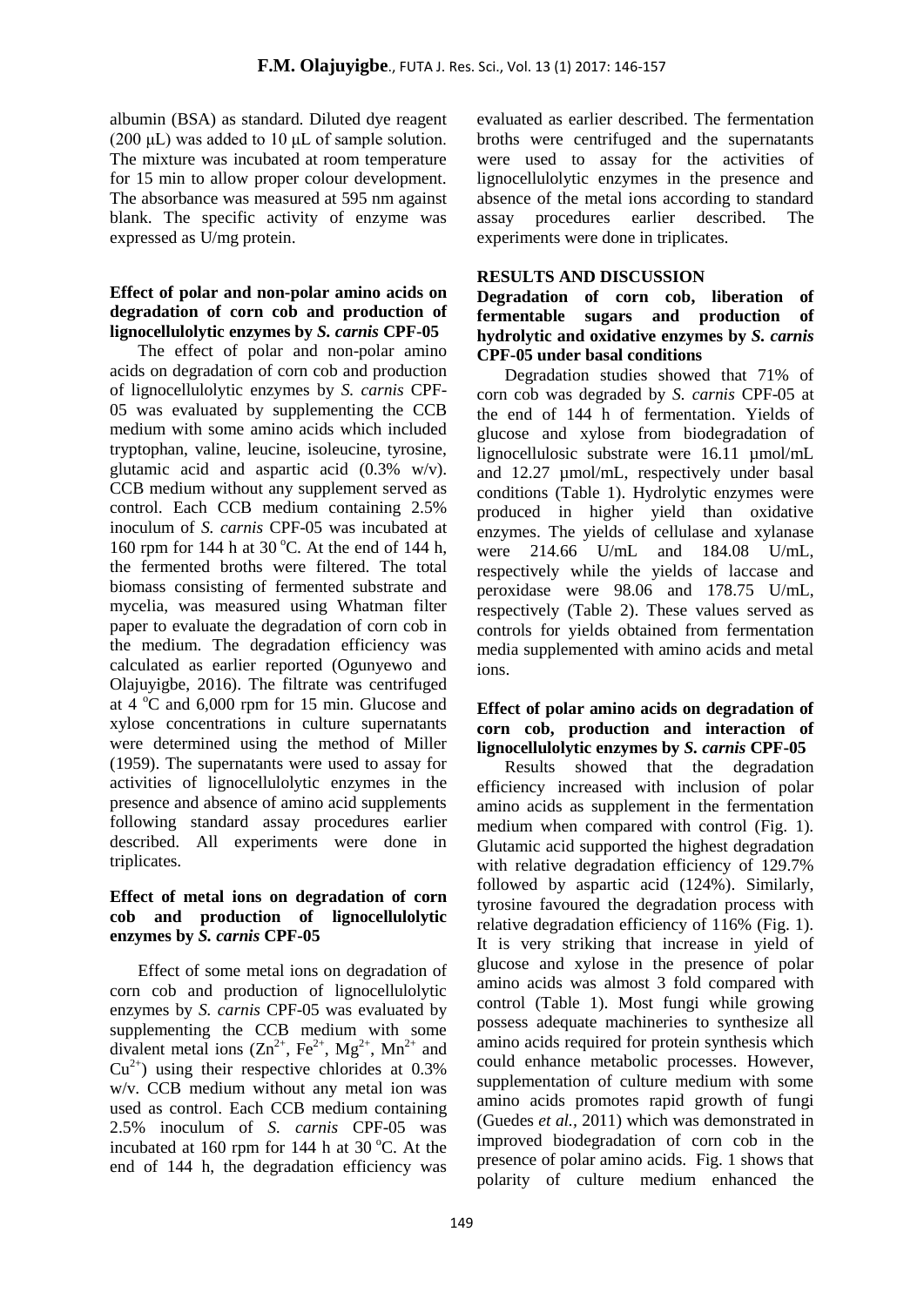albumin (BSA) as standard. Diluted dye reagent (200 µL) was added to 10 µL of sample solution. The mixture was incubated at room temperature for 15 min to allow proper colour development. The absorbance was measured at 595 nm against blank. The specific activity of enzyme was expressed as U/mg protein.

**Effect of polar and non-polar amino acids on degradation of corn cob and production of lignocellulolytic enzymes by *S. carnis* CPF-05**

The effect of polar and non-polar amino acids on degradation of corn cob and production of lignocellulolytic enzymes by *S. carnis* CPF-05 was evaluated by supplementing the CCB medium with some amino acids which included tryptophan, valine, leucine, isoleucine, tyrosine, glutamic acid and aspartic acid (0.3% w/v). CCB medium without any supplement served as control. Each CCB medium containing 2.5% inoculum of *S. carnis* CPF-05 was incubated at 160 rpm for 144 h at 30 °C. At the end of 144 h, the fermented broths were filtered. The total biomass consisting of fermented substrate and mycelia, was measured using Whatman filter paper to evaluate the degradation of corn cob in the medium. The degradation efficiency was calculated as earlier reported (Ogunyewo and Olajuyigbe, 2016). The filtrate was centrifuged at 4 °C and 6,000 rpm for 15 min. Glucose and xylose concentrations in culture supernatants were determined using the method of Miller (1959). The supernatants were used to assay for activities of lignocellulolytic enzymes in the presence and absence of amino acid supplements following standard assay procedures earlier described. All experiments were done in triplicates.

**Effect of metal ions on degradation of corn cob and production of lignocellulolytic enzymes by *S. carnis* CPF-05**

Effect of some metal ions on degradation of corn cob and production of lignocellulolytic enzymes by *S. carnis* CPF-05 was evaluated by supplementing the CCB medium with some divalent metal ions ($Zn^{2+}$, $Fe^{2+}$, $Mg^{2+}$, $Mn^{2+}$ and $Cu^{2+}$) using their respective chlorides at 0.3% w/v. CCB medium without any metal ion was used as control. Each CCB medium containing 2.5% inoculum of *S. carnis* CPF-05 was incubated at 160 rpm for 144 h at 30 °C. At the end of 144 h, the degradation efficiency was evaluated as earlier described. The fermentation broths were centrifuged and the supernatants were used to assay for the activities of lignocellulolytic enzymes in the presence and absence of the metal ions according to standard assay procedures earlier described. The experiments were done in triplicates.

## RESULTS AND DISCUSSION

**Degradation of corn cob, liberation of fermentable sugars and production of hydrolytic and oxidative enzymes by *S. carnis* CPF-05 under basal conditions**

Degradation studies showed that 71% of corn cob was degraded by *S. carnis* CPF-05 at the end of 144 h of fermentation. Yields of glucose and xylose from biodegradation of lignocellulosic substrate were 16.11 µmol/mL and 12.27 µmol/mL, respectively under basal conditions (Table 1). Hydrolytic enzymes were produced in higher yield than oxidative enzymes. The yields of cellulase and xylanase were 214.66 U/mL and 184.08 U/mL, respectively while the yields of laccase and peroxidase were 98.06 and 178.75 U/mL, respectively (Table 2). These values served as controls for yields obtained from fermentation media supplemented with amino acids and metal ions.

**Effect of polar amino acids on degradation of corn cob, production and interaction of lignocellulolytic enzymes by *S. carnis* CPF-05**

Results showed that the degradation efficiency increased with inclusion of polar amino acids as supplement in the fermentation medium when compared with control (Fig. 1). Glutamic acid supported the highest degradation with relative degradation efficiency of 129.7% followed by aspartic acid (124%). Similarly, tyrosine favoured the degradation process with relative degradation efficiency of 116% (Fig. 1). It is very striking that increase in yield of glucose and xylose in the presence of polar amino acids was almost 3 fold compared with control (Table 1). Most fungi while growing possess adequate machineries to synthesize all amino acids required for protein synthesis which could enhance metabolic processes. However, supplementation of culture medium with some amino acids promotes rapid growth of fungi (Guedes *et al.*, 2011) which was demonstrated in improved biodegradation of corn cob in the presence of polar amino acids. Fig. 1 shows that polarity of culture medium enhanced the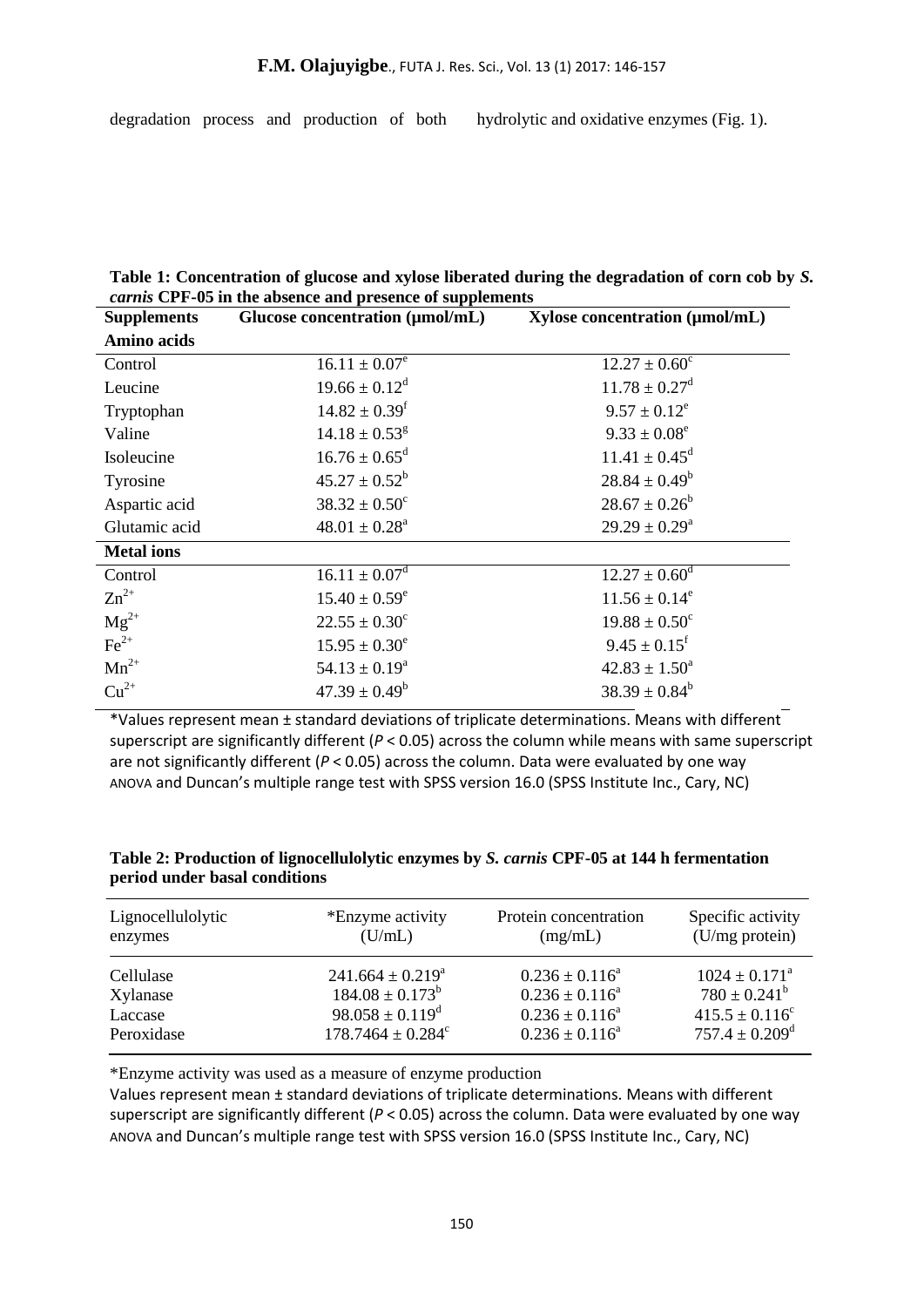degradation process and production of both hydrolytic and oxidative enzymes (Fig. 1).

**Table 1: Concentration of glucose and xylose liberated during the degradation of corn cob by *S. carnis* CPF-05 in the absence and presence of supplements**

| Supplements | Glucose concentration (µmol/mL) | Xylose concentration (µmol/mL) |
|---|---|---|
| **Amino acids** | | |
| Control | $16.11 \pm 0.07^{e}$ | $12.27 \pm 0.60^{c}$ |
| Leucine | $19.66 \pm 0.12^{d}$ | $11.78 \pm 0.27^{d}$ |
| Tryptophan | $14.82 \pm 0.39^{f}$ | $9.57 \pm 0.12^{e}$ |
| Valine | $14.18 \pm 0.53^{g}$ | $9.33 \pm 0.08^{e}$ |
| Isoleucine | $16.76 \pm 0.65^{d}$ | $11.41 \pm 0.45^{d}$ |
| Tyrosine | $45.27 \pm 0.52^{b}$ | $28.84 \pm 0.49^{b}$ |
| Aspartic acid | $38.32 \pm 0.50^{c}$ | $28.67 \pm 0.26^{b}$ |
| Glutamic acid | $48.01 \pm 0.28^{a}$ | $29.29 \pm 0.29^{a}$ |
| **Metal ions** | | |
| Control | $16.11 \pm 0.07^{d}$ | $12.27 \pm 0.60^{d}$ |
| $Zn^{2+}$ | $15.40 \pm 0.59^{e}$ | $11.56 \pm 0.14^{e}$ |
| $Mg^{2+}$ | $22.55 \pm 0.30^{c}$ | $19.88 \pm 0.50^{c}$ |
| $Fe^{2+}$ | $15.95 \pm 0.30^{e}$ | $9.45 \pm 0.15^{f}$ |
| $Mn^{2+}$ | $54.13 \pm 0.19^{a}$ | $42.83 \pm 1.50^{a}$ |
| $Cu^{2+}$ | $47.39 \pm 0.49^{b}$ | $38.39 \pm 0.84^{b}$ |

*Values represent mean ± standard deviations of triplicate determinations. Means with different superscript are significantly different ($P < 0.05$) across the column while means with same superscript are not significantly different ($P < 0.05$) across the column. Data were evaluated by one way ANOVA and Duncan's multiple range test with SPSS version 16.0 (SPSS Institute Inc., Cary, NC)

**Table 2: Production of lignocellulolytic enzymes by *S. carnis* CPF-05 at 144 h fermentation period under basal conditions**

| Lignocellulolytic enzymes | *Enzyme activity (U/mL) | Protein concentration (mg/mL) | Specific activity (U/mg protein) |
|---|---|---|---|
| Cellulase | $241.664 \pm 0.219^{a}$ | $0.236 \pm 0.116^{a}$ | $1024 \pm 0.171^{a}$ |
| Xylanase | $184.08 \pm 0.173^{b}$ | $0.236 \pm 0.116^{a}$ | $780 \pm 0.241^{b}$ |
| Laccase | $98.058 \pm 0.119^{d}$ | $0.236 \pm 0.116^{a}$ | $415.5 \pm 0.116^{c}$ |
| Peroxidase | $178.7464 \pm 0.284^{c}$ | $0.236 \pm 0.116^{a}$ | $757.4 \pm 0.209^{d}$ |

*Enzyme activity was used as a measure of enzyme production

Values represent mean ± standard deviations of triplicate determinations. Means with different superscript are significantly different ($P < 0.05$) across the column. Data were evaluated by one way ANOVA and Duncan's multiple range test with SPSS version 16.0 (SPSS Institute Inc., Cary, NC)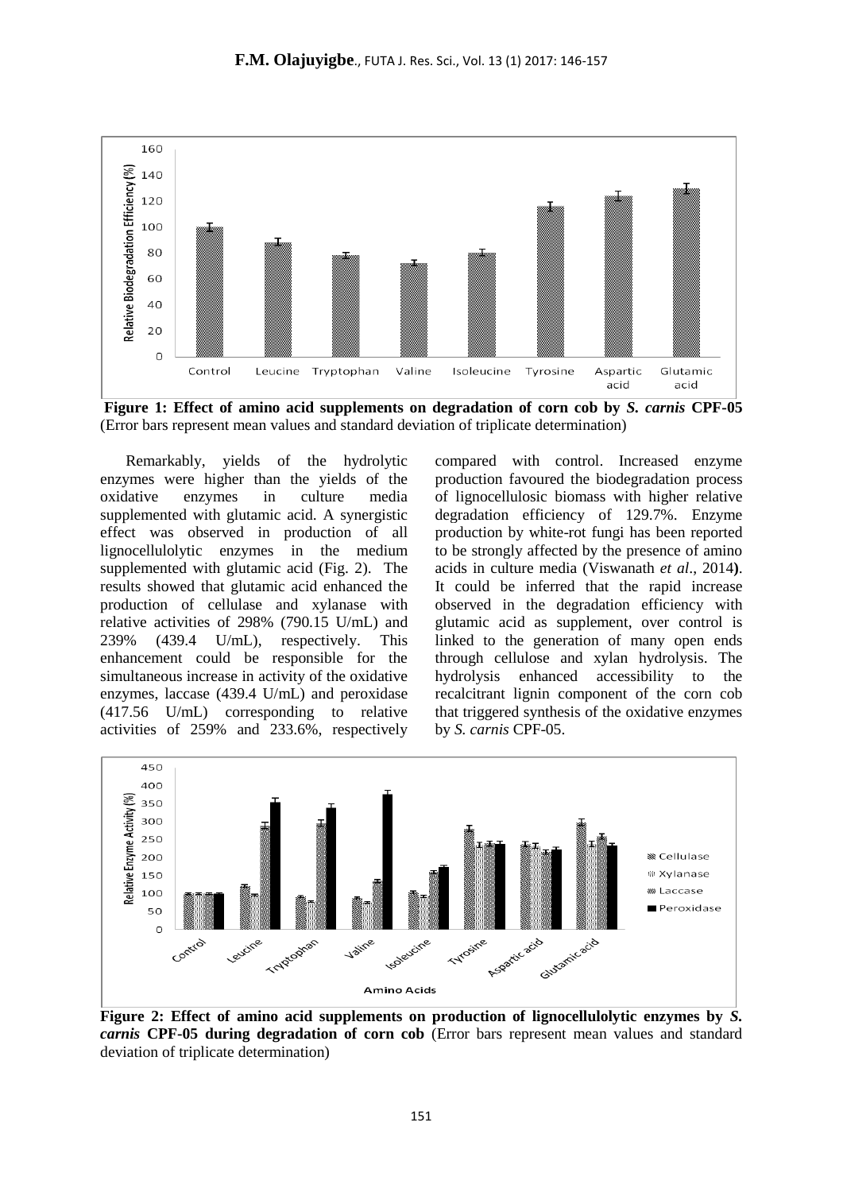**Figure 1: Effect of amino acid supplements on degradation of corn cob by *S. carnis* CPF-05** (Error bars represent mean values and standard deviation of triplicate determination)

Remarkably, yields of the hydrolytic enzymes were higher than the yields of the oxidative enzymes in culture media supplemented with glutamic acid. A synergistic effect was observed in production of all lignocellulolytic enzymes in the medium supplemented with glutamic acid (Fig. 2). The results showed that glutamic acid enhanced the production of cellulase and xylanase with relative activities of 298% (790.15 U/mL) and 239% (439.4 U/mL), respectively. This enhancement could be responsible for the simultaneous increase in activity of the oxidative enzymes, laccase (439.4 U/mL) and peroxidase (417.56 U/mL) corresponding to relative activities of 259% and 233.6%, respectively compared with control. Increased enzyme production favoured the biodegradation process of lignocellulosic biomass with higher relative degradation efficiency of 129.7%. Enzyme production by white-rot fungi has been reported to be strongly affected by the presence of amino acids in culture media (Viswanath *et al*., 2014**)**. It could be inferred that the rapid increase observed in the degradation efficiency with glutamic acid as supplement, over control is linked to the generation of many open ends through cellulose and xylan hydrolysis. The hydrolysis enhanced accessibility to the recalcitrant lignin component of the corn cob that triggered synthesis of the oxidative enzymes by *S. carnis* CPF-05.

**Figure 2: Effect of amino acid supplements on production of lignocellulolytic enzymes by *S. carnis* CPF-05 during degradation of corn cob** (Error bars represent mean values and standard deviation of triplicate determination)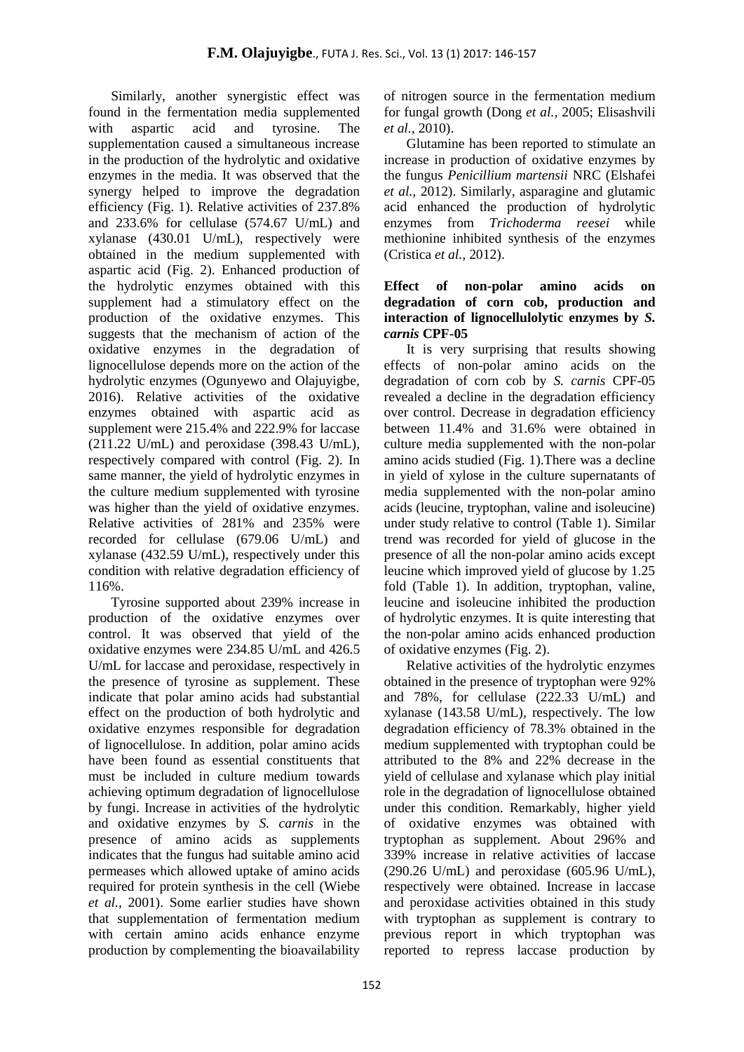Similarly, another synergistic effect was found in the fermentation media supplemented with aspartic acid and tyrosine. The supplementation caused a simultaneous increase in the production of the hydrolytic and oxidative enzymes in the media. It was observed that the synergy helped to improve the degradation efficiency (Fig. 1). Relative activities of 237.8% and 233.6% for cellulase (574.67 U/mL) and xylanase (430.01 U/mL), respectively were obtained in the medium supplemented with aspartic acid (Fig. 2). Enhanced production of the hydrolytic enzymes obtained with this supplement had a stimulatory effect on the production of the oxidative enzymes. This suggests that the mechanism of action of the oxidative enzymes in the degradation of lignocellulose depends more on the action of the hydrolytic enzymes (Ogunyewo and Olajuyigbe, 2016). Relative activities of the oxidative enzymes obtained with aspartic acid as supplement were 215.4% and 222.9% for laccase (211.22 U/mL) and peroxidase (398.43 U/mL), respectively compared with control (Fig. 2). In same manner, the yield of hydrolytic enzymes in the culture medium supplemented with tyrosine was higher than the yield of oxidative enzymes. Relative activities of 281% and 235% were recorded for cellulase (679.06 U/mL) and xylanase (432.59 U/mL), respectively under this condition with relative degradation efficiency of 116%.

Tyrosine supported about 239% increase in production of the oxidative enzymes over control. It was observed that yield of the oxidative enzymes were 234.85 U/mL and 426.5 U/mL for laccase and peroxidase, respectively in the presence of tyrosine as supplement. These indicate that polar amino acids had substantial effect on the production of both hydrolytic and oxidative enzymes responsible for degradation of lignocellulose. In addition, polar amino acids have been found as essential constituents that must be included in culture medium towards achieving optimum degradation of lignocellulose by fungi. Increase in activities of the hydrolytic and oxidative enzymes by *S. carnis* in the presence of amino acids as supplements indicates that the fungus had suitable amino acid permeases which allowed uptake of amino acids required for protein synthesis in the cell (Wiebe *et al.,* 2001). Some earlier studies have shown that supplementation of fermentation medium with certain amino acids enhance enzyme production by complementing the bioavailability of nitrogen source in the fermentation medium for fungal growth (Dong *et al.,* 2005; Elisashvili *et al.,* 2010).

Glutamine has been reported to stimulate an increase in production of oxidative enzymes by the fungus *Penicillium martensii* NRC (Elshafei *et al.,* 2012). Similarly, asparagine and glutamic acid enhanced the production of hydrolytic enzymes from *Trichoderma reesei* while methionine inhibited synthesis of the enzymes (Cristica *et al.,* 2012).

### Effect of non-polar amino acids on degradation of corn cob, production and interaction of lignocellulolytic enzymes by *S. carnis* CPF-05

It is very surprising that results showing effects of non-polar amino acids on the degradation of corn cob by *S. carnis* CPF-05 revealed a decline in the degradation efficiency over control. Decrease in degradation efficiency between 11.4% and 31.6% were obtained in culture media supplemented with the non-polar amino acids studied (Fig. 1).There was a decline in yield of xylose in the culture supernatants of media supplemented with the non-polar amino acids (leucine, tryptophan, valine and isoleucine) under study relative to control (Table 1). Similar trend was recorded for yield of glucose in the presence of all the non-polar amino acids except leucine which improved yield of glucose by 1.25 fold (Table 1). In addition, tryptophan, valine, leucine and isoleucine inhibited the production of hydrolytic enzymes. It is quite interesting that the non-polar amino acids enhanced production of oxidative enzymes (Fig. 2).

Relative activities of the hydrolytic enzymes obtained in the presence of tryptophan were 92% and 78%, for cellulase (222.33 U/mL) and xylanase (143.58 U/mL), respectively. The low degradation efficiency of 78.3% obtained in the medium supplemented with tryptophan could be attributed to the 8% and 22% decrease in the yield of cellulase and xylanase which play initial role in the degradation of lignocellulose obtained under this condition. Remarkably, higher yield of oxidative enzymes was obtained with tryptophan as supplement. About 296% and 339% increase in relative activities of laccase (290.26 U/mL) and peroxidase (605.96 U/mL), respectively were obtained. Increase in laccase and peroxidase activities obtained in this study with tryptophan as supplement is contrary to previous report in which tryptophan was reported to repress laccase production by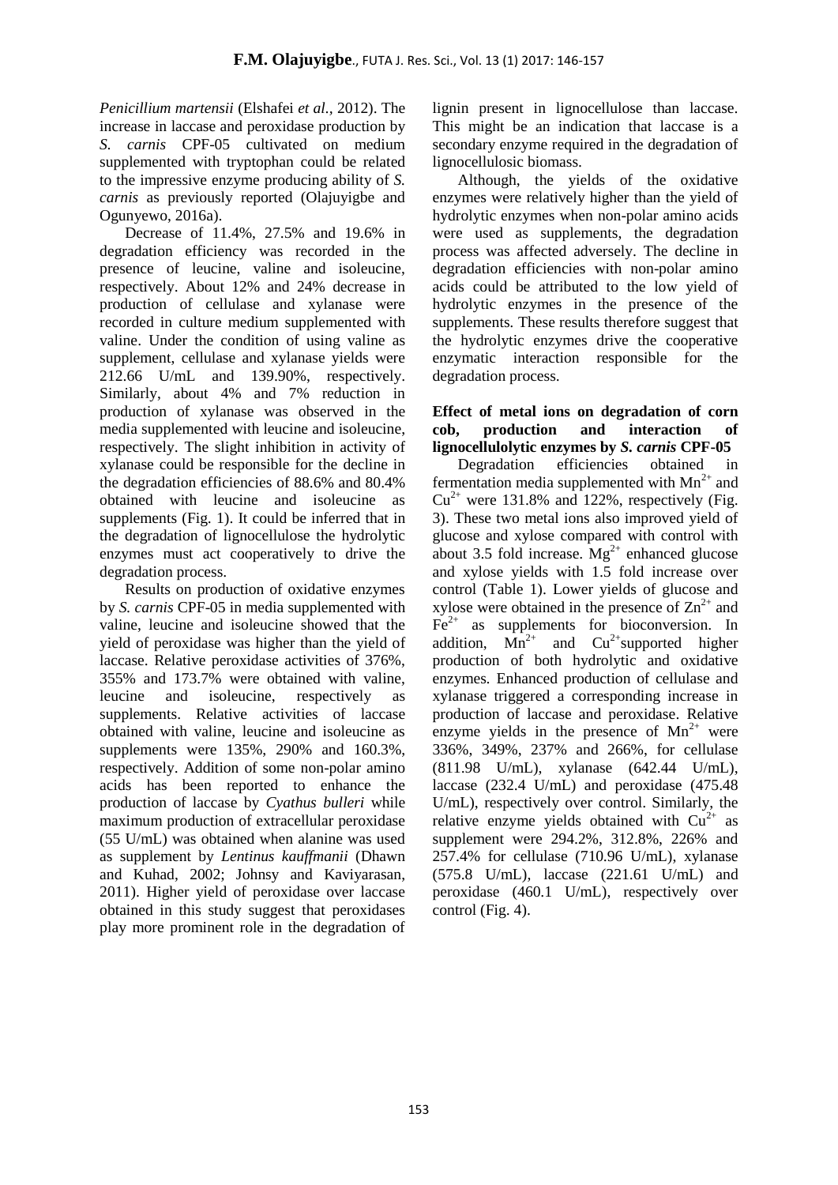*Penicillium martensii* (Elshafei *et al.*, 2012). The increase in laccase and peroxidase production by *S. carnis* CPF-05 cultivated on medium supplemented with tryptophan could be related to the impressive enzyme producing ability of *S. carnis* as previously reported (Olajuyigbe and Ogunyewo, 2016a).

Decrease of 11.4%, 27.5% and 19.6% in degradation efficiency was recorded in the presence of leucine, valine and isoleucine, respectively. About 12% and 24% decrease in production of cellulase and xylanase were recorded in culture medium supplemented with valine. Under the condition of using valine as supplement, cellulase and xylanase yields were 212.66 U/mL and 139.90%, respectively. Similarly, about 4% and 7% reduction in production of xylanase was observed in the media supplemented with leucine and isoleucine, respectively. The slight inhibition in activity of xylanase could be responsible for the decline in the degradation efficiencies of 88.6% and 80.4% obtained with leucine and isoleucine as supplements (Fig. 1). It could be inferred that in the degradation of lignocellulose the hydrolytic enzymes must act cooperatively to drive the degradation process.

Results on production of oxidative enzymes by *S. carnis* CPF-05 in media supplemented with valine, leucine and isoleucine showed that the yield of peroxidase was higher than the yield of laccase. Relative peroxidase activities of 376%, 355% and 173.7% were obtained with valine, leucine and isoleucine, respectively as supplements. Relative activities of laccase obtained with valine, leucine and isoleucine as supplements were 135%, 290% and 160.3%, respectively. Addition of some non-polar amino acids has been reported to enhance the production of laccase by *Cyathus bulleri* while maximum production of extracellular peroxidase (55 U/mL) was obtained when alanine was used as supplement by *Lentinus kauffmanii* (Dhawn and Kuhad, 2002; Johnsy and Kaviyarasan, 2011). Higher yield of peroxidase over laccase obtained in this study suggest that peroxidases play more prominent role in the degradation of lignin present in lignocellulose than laccase. This might be an indication that laccase is a secondary enzyme required in the degradation of lignocellulosic biomass.

Although, the yields of the oxidative enzymes were relatively higher than the yield of hydrolytic enzymes when non-polar amino acids were used as supplements, the degradation process was affected adversely. The decline in degradation efficiencies with non-polar amino acids could be attributed to the low yield of hydrolytic enzymes in the presence of the supplements. These results therefore suggest that the hydrolytic enzymes drive the cooperative enzymatic interaction responsible for the degradation process.

**Effect of metal ions on degradation of corn cob, production and interaction of lignocellulolytic enzymes by *S. carnis* CPF-05**

Degradation efficiencies obtained in fermentation media supplemented with $Mn^{2+}$ and $Cu^{2+}$ were 131.8% and 122%, respectively (Fig. 3). These two metal ions also improved yield of glucose and xylose compared with control with about 3.5 fold increase. $Mg^{2+}$ enhanced glucose and xylose yields with 1.5 fold increase over control (Table 1). Lower yields of glucose and xylose were obtained in the presence of $Zn^{2+}$ and $Fe^{2+}$ as supplements for bioconversion. In addition, $Mn^{2+}$ and $Cu^{2+}$supported higher production of both hydrolytic and oxidative enzymes. Enhanced production of cellulase and xylanase triggered a corresponding increase in production of laccase and peroxidase. Relative enzyme yields in the presence of $Mn^{2+}$ were 336%, 349%, 237% and 266%, for cellulase (811.98 U/mL), xylanase (642.44 U/mL), laccase (232.4 U/mL) and peroxidase (475.48 U/mL), respectively over control. Similarly, the relative enzyme yields obtained with $Cu^{2+}$ as supplement were 294.2%, 312.8%, 226% and 257.4% for cellulase (710.96 U/mL), xylanase (575.8 U/mL), laccase (221.61 U/mL) and peroxidase (460.1 U/mL), respectively over control (Fig. 4).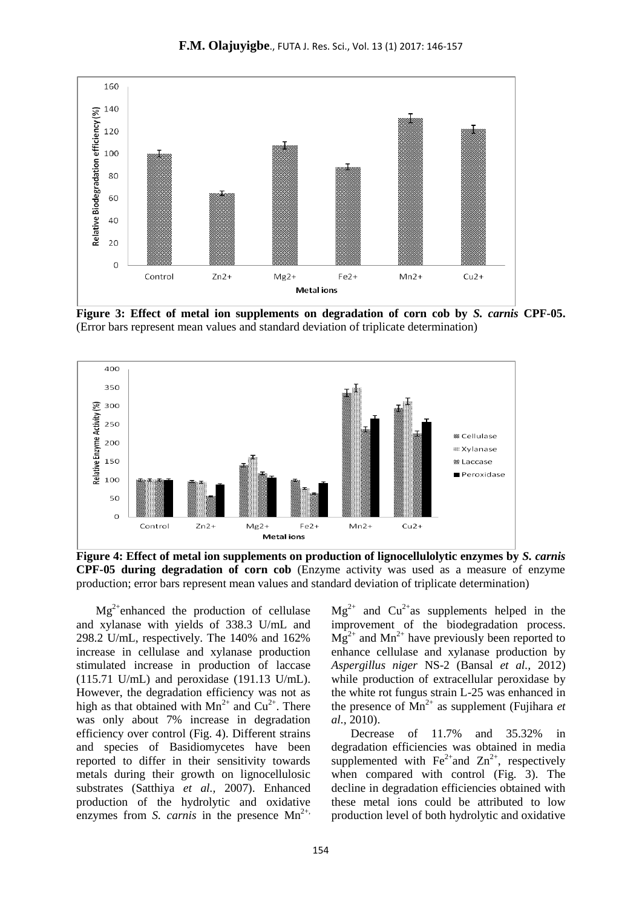**Figure 3: Effect of metal ion supplements on degradation of corn cob by *S. carnis* CPF-05.** (Error bars represent mean values and standard deviation of triplicate determination)

**Figure 4: Effect of metal ion supplements on production of lignocellulolytic enzymes by *S. carnis* CPF-05 during degradation of corn cob** (Enzyme activity was used as a measure of enzyme production; error bars represent mean values and standard deviation of triplicate determination)

$Mg^{2+}$ enhanced the production of cellulase and xylanase with yields of 338.3 U/mL and 298.2 U/mL, respectively. The 140% and 162% increase in cellulase and xylanase production stimulated increase in production of laccase (115.71 U/mL) and peroxidase (191.13 U/mL). However, the degradation efficiency was not as high as that obtained with $Mn^{2+}$ and $Cu^{2+}$. There was only about 7% increase in degradation efficiency over control (Fig. 4). Different strains and species of Basidiomycetes have been reported to differ in their sensitivity towards metals during their growth on lignocellulosic substrates (Satthiya *et al.,* 2007). Enhanced production of the hydrolytic and oxidative enzymes from *S. carnis* in the presence $Mn^{2+}$, $Mg^{2+}$ and $Cu^{2+}$ as supplements helped in the improvement of the biodegradation process. $Mg^{2+}$ and $Mn^{2+}$ have previously been reported to enhance cellulase and xylanase production by *Aspergillus niger* NS-2 (Bansal *et al.,* 2012) while production of extracellular peroxidase by the white rot fungus strain L-25 was enhanced in the presence of $Mn^{2+}$ as supplement (Fujihara *et al.,* 2010).

Decrease of 11.7% and 35.32% in degradation efficiencies was obtained in media supplemented with $Fe^{2+}$ and $Zn^{2+}$, respectively when compared with control (Fig. 3). The decline in degradation efficiencies obtained with these metal ions could be attributed to low production level of both hydrolytic and oxidative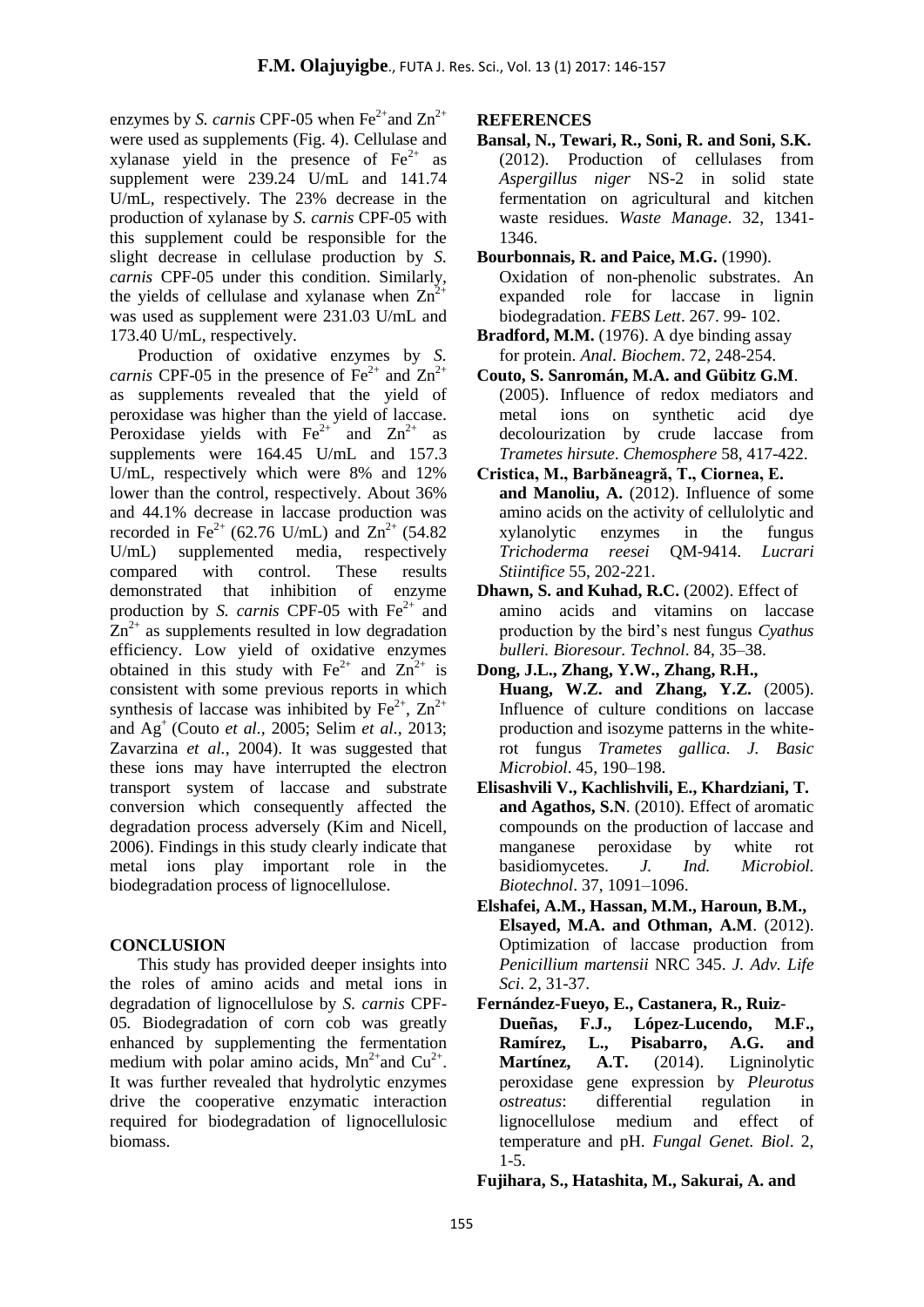enzymes by *S. carnis* CPF-05 when $Fe^{2+}$ and $Zn^{2+}$ were used as supplements (Fig. 4). Cellulase and xylanase yield in the presence of $Fe^{2+}$ as supplement were 239.24 U/mL and 141.74 U/mL, respectively. The 23% decrease in the production of xylanase by *S. carnis* CPF-05 with this supplement could be responsible for the slight decrease in cellulase production by *S. carnis* CPF-05 under this condition. Similarly, the yields of cellulase and xylanase when $Zn^{2+}$ was used as supplement were 231.03 U/mL and 173.40 U/mL, respectively.

Production of oxidative enzymes by *S. carnis* CPF-05 in the presence of $Fe^{2+}$ and $Zn^{2+}$ as supplements revealed that the yield of peroxidase was higher than the yield of laccase. Peroxidase yields with $Fe^{2+}$ and $Zn^{2+}$ as supplements were 164.45 U/mL and 157.3 U/mL, respectively which were 8% and 12% lower than the control, respectively. About 36% and 44.1% decrease in laccase production was recorded in $Fe^{2+}$ (62.76 U/mL) and $Zn^{2+}$ (54.82 U/mL) supplemented media, respectively compared with control. These results demonstrated that inhibition of enzyme production by *S. carnis* CPF-05 with $Fe^{2+}$ and $Zn^{2+}$ as supplements resulted in low degradation efficiency. Low yield of oxidative enzymes obtained in this study with $Fe^{2+}$ and $Zn^{2+}$ is consistent with some previous reports in which synthesis of laccase was inhibited by $Fe^{2+}$, $Zn^{2+}$ and $Ag^{+}$ (Couto *et al.,* 2005; Selim *et al.,* 2013; Zavarzina *et al.,* 2004). It was suggested that these ions may have interrupted the electron transport system of laccase and substrate conversion which consequently affected the degradation process adversely (Kim and Nicell, 2006). Findings in this study clearly indicate that metal ions play important role in the biodegradation process of lignocellulose.

## CONCLUSION

This study has provided deeper insights into the roles of amino acids and metal ions in degradation of lignocellulose by *S. carnis* CPF-05*.* Biodegradation of corn cob was greatly enhanced by supplementing the fermentation medium with polar amino acids, $Mn^{2+}$ and $Cu^{2+}$. It was further revealed that hydrolytic enzymes drive the cooperative enzymatic interaction required for biodegradation of lignocellulosic biomass.

## REFERENCES

**Bansal, N., Tewari, R., Soni, R. and Soni, S.K.** (2012). Production of cellulases from *Aspergillus niger* NS-2 in solid state fermentation on agricultural and kitchen waste residues. *Waste Manage*. 32, 1341-1346.

**Bourbonnais, R. and Paice, M.G.** (1990). Oxidation of non-phenolic substrates. An expanded role for laccase in lignin biodegradation. *FEBS Lett*. 267. 99- 102.

**Bradford, M.M.** (1976). A dye binding assay for protein. *Anal. Biochem*. 72, 248-254.

**Couto, S. Sanromán, M.A. and Gübitz G.M**. (2005). Influence of redox mediators and metal ions on synthetic acid dye decolourization by crude laccase from *Trametes hirsute*. *Chemosphere* 58, 417-422.

**Cristica, M., Barbăneagră, T., Ciornea, E. and Manoliu, A.** (2012). Influence of some amino acids on the activity of cellulolytic and xylanolytic enzymes in the fungus *Trichoderma reesei* QM-9414. *Lucrari Stiintifice* 55, 202-221.

**Dhawn, S. and Kuhad, R.C.** (2002). Effect of amino acids and vitamins on laccase production by the bird's nest fungus *Cyathus bulleri. Bioresour. Technol*. 84, 35–38.

**Dong, J.L., Zhang, Y.W., Zhang, R.H., Huang, W.Z. and Zhang, Y.Z.** (2005). Influence of culture conditions on laccase production and isozyme patterns in the white-rot fungus *Trametes gallica*. *J. Basic Microbiol*. 45, 190–198.

**Elisashvili V., Kachlishvili, E., Khardziani, T. and Agathos, S.N**. (2010). Effect of aromatic compounds on the production of laccase and manganese peroxidase by white rot basidiomycetes. *J. Ind. Microbiol. Biotechnol*. 37, 1091–1096.

**Elshafei, A.M., Hassan, M.M., Haroun, B.M., Elsayed, M.A. and Othman, A.M**. (2012). Optimization of laccase production from *Penicillium martensii* NRC 345. *J. Adv. Life Sci*. 2, 31-37.

**Fernández-Fueyo, E., Castanera, R., Ruiz-Dueñas, F.J., López-Lucendo, M.F., Ramírez, L., Pisabarro, A.G. and Martínez, A.T.** (2014). Ligninolytic peroxidase gene expression by *Pleurotus ostreatus*: differential regulation in lignocellulose medium and effect of temperature and pH. *Fungal Genet. Biol*. 2, 1-5.

**Fujihara, S., Hatashita, M., Sakurai, A. and**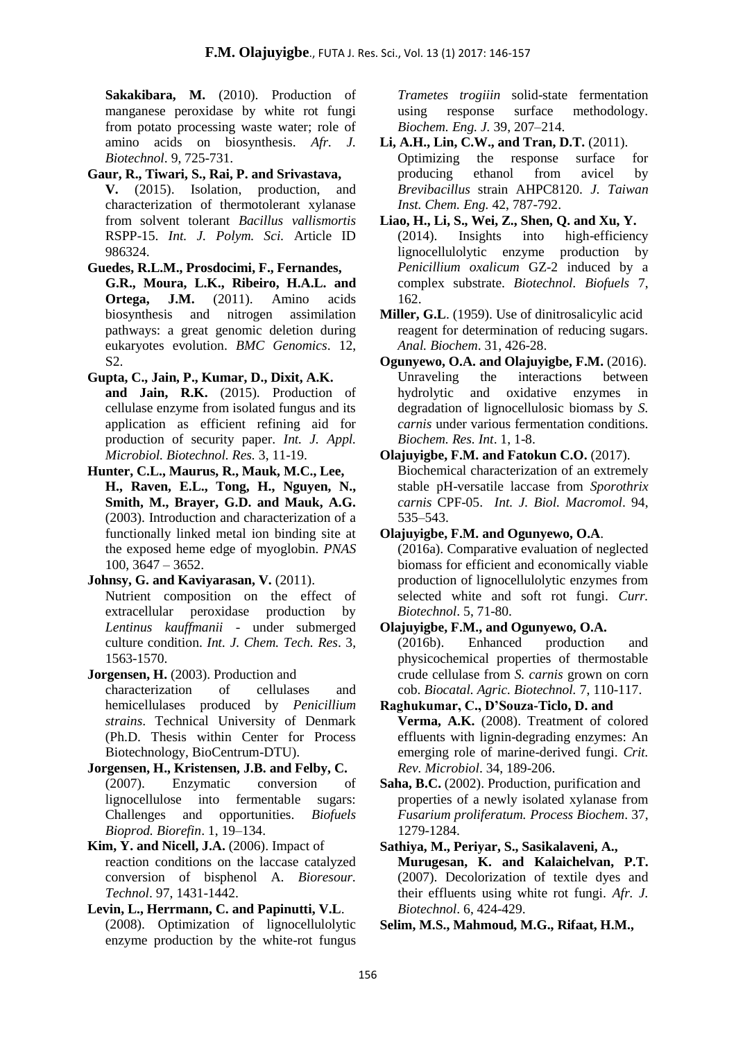**Sakakibara, M.** (2010). Production of manganese peroxidase by white rot fungi from potato processing waste water; role of amino acids on biosynthesis. *Afr. J. Biotechnol*. 9, 725-731.

**Gaur, R., Tiwari, S., Rai, P. and Srivastava, V.** (2015). Isolation, production, and characterization of thermotolerant xylanase from solvent tolerant *Bacillus vallismortis* RSPP-15. *Int. J. Polym. Sci.* Article ID 986324.

**Guedes, R.L.M., Prosdocimi, F., Fernandes, G.R., Moura, L.K., Ribeiro, H.A.L. and Ortega, J.M.** (2011). Amino acids biosynthesis and nitrogen assimilation pathways: a great genomic deletion during eukaryotes evolution. *BMC Genomics*. 12, S2.

**Gupta, C., Jain, P., Kumar, D., Dixit, A.K. and Jain, R.K.** (2015). Production of cellulase enzyme from isolated fungus and its application as efficient refining aid for production of security paper. *Int. J. Appl. Microbiol. Biotechnol. Res.* 3, 11-19.

**Hunter, C.L., Maurus, R., Mauk, M.C., Lee, H., Raven, E.L., Tong, H., Nguyen, N., Smith, M., Brayer, G.D. and Mauk, A.G.** (2003). Introduction and characterization of a functionally linked metal ion binding site at the exposed heme edge of myoglobin. *PNAS* 100, 3647 – 3652.

**Johnsy, G. and Kaviyarasan, V.** (2011). Nutrient composition on the effect of extracellular peroxidase production by *Lentinus kauffmanii* - under submerged culture condition. *Int. J. Chem. Tech. Res*. 3, 1563-1570.

**Jorgensen, H.** (2003). Production and characterization of cellulases and hemicellulases produced by *Penicillium strains*. Technical University of Denmark (Ph.D. Thesis within Center for Process Biotechnology, BioCentrum-DTU).

**Jorgensen, H., Kristensen, J.B. and Felby, C.** (2007). Enzymatic conversion of lignocellulose into fermentable sugars: Challenges and opportunities. *Biofuels Bioprod. Biorefin*. 1, 19–134.

**Kim, Y. and Nicell, J.A.** (2006). Impact of reaction conditions on the laccase catalyzed conversion of bisphenol A. *Bioresour. Technol*. 97, 1431-1442.

**Levin, L., Herrmann, C. and Papinutti, V.L**. (2008). Optimization of lignocellulolytic enzyme production by the white-rot fungus *Trametes trogiiin* solid-state fermentation using response surface methodology. *Biochem. Eng. J.* 39, 207–214.

**Li, A.H., Lin, C.W., and Tran, D.T.** (2011). Optimizing the response surface for producing ethanol from avicel by *Brevibacillus* strain AHPC8120. *J. Taiwan Inst. Chem. Eng.* 42, 787-792.

**Liao, H., Li, S., Wei, Z., Shen, Q. and Xu, Y.** (2014). Insights into high-efficiency lignocellulolytic enzyme production by *Penicillium oxalicum* GZ-2 induced by a complex substrate. *Biotechnol. Biofuels* 7, 162.

**Miller, G.L**. (1959). Use of dinitrosalicylic acid reagent for determination of reducing sugars. *Anal. Biochem*. 31, 426-28.

**Ogunyewo, O.A. and Olajuyigbe, F.M.** (2016). Unraveling the interactions between hydrolytic and oxidative enzymes in degradation of lignocellulosic biomass by *S. carnis* under various fermentation conditions. *Biochem. Res. Int*. 1, 1-8.

**Olajuyigbe, F.M. and Fatokun C.O.** (2017). Biochemical characterization of an extremely stable pH-versatile laccase from *Sporothrix carnis* CPF-05. *Int. J. Biol. Macromol*. 94, 535–543.

**Olajuyigbe, F.M. and Ogunyewo, O.A**. (2016a). Comparative evaluation of neglected biomass for efficient and economically viable production of lignocellulolytic enzymes from selected white and soft rot fungi. *Curr. Biotechnol*. 5, 71-80.

**Olajuyigbe, F.M., and Ogunyewo, O.A.** (2016b). Enhanced production and physicochemical properties of thermostable crude cellulase from *S. carnis* grown on corn cob. *Biocatal. Agric. Biotechnol.* 7, 110-117.

**Raghukumar, C., D'Souza-Ticlo, D. and Verma, A.K.** (2008). Treatment of colored effluents with lignin-degrading enzymes: An emerging role of marine-derived fungi. *Crit. Rev. Microbiol*. 34, 189-206.

**Saha, B.C.** (2002). Production, purification and properties of a newly isolated xylanase from *Fusarium proliferatum. Process Biochem*. 37, 1279-1284.

**Sathiya, M., Periyar, S., Sasikalaveni, A., Murugesan, K. and Kalaichelvan, P.T.** (2007). Decolorization of textile dyes and their effluents using white rot fungi. *Afr. J. Biotechnol*. 6, 424-429.

**Selim, M.S., Mahmoud, M.G., Rifaat, H.M.,**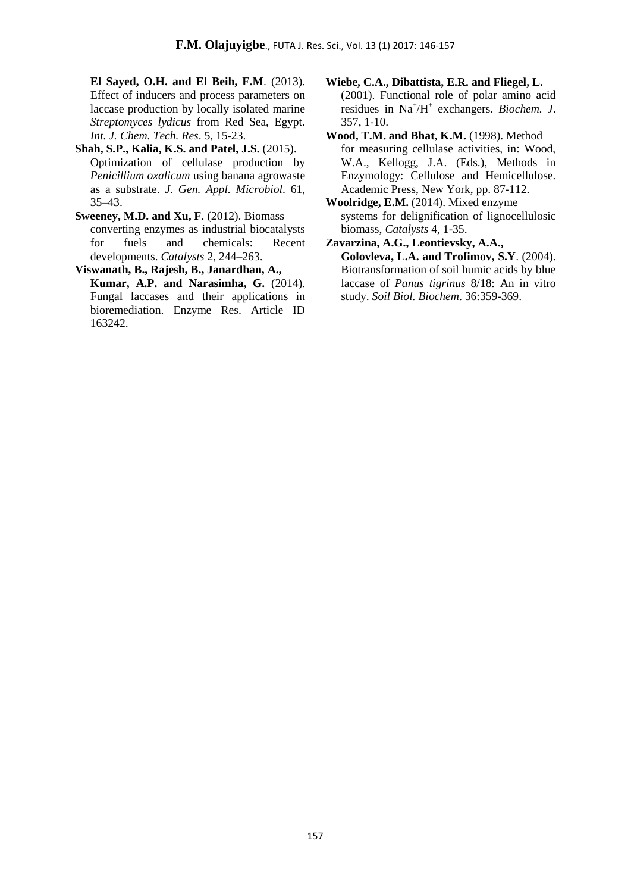**El Sayed, O.H. and El Beih, F.M**. (2013). Effect of inducers and process parameters on laccase production by locally isolated marine *Streptomyces lydicus* from Red Sea, Egypt. *Int. J. Chem. Tech. Res*. 5, 15-23.

**Shah, S.P., Kalia, K.S. and Patel, J.S.** (2015). Optimization of cellulase production by *Penicillium oxalicum* using banana agrowaste as a substrate. *J. Gen. Appl. Microbiol*. 61, 35–43.

**Sweeney, M.D. and Xu, F**. (2012). Biomass converting enzymes as industrial biocatalysts for fuels and chemicals: Recent developments. *Catalysts* 2, 244–263.

**Viswanath, B., Rajesh, B., Janardhan, A., Kumar, A.P. and Narasimha, G.** (2014). Fungal laccases and their applications in bioremediation. Enzyme Res. Article ID 163242.

**Wiebe, C.A., Dibattista, E.R. and Fliegel, L.** (2001). Functional role of polar amino acid residues in $Na^+/H^+$ exchangers. *Biochem. J*. 357, 1-10.

**Wood, T.M. and Bhat, K.M.** (1998). Method for measuring cellulase activities, in: Wood, W.A., Kellogg, J.A. (Eds.), Methods in Enzymology: Cellulose and Hemicellulose. Academic Press, New York, pp. 87-112.

**Woolridge, E.M.** (2014). Mixed enzyme systems for delignification of lignocellulosic biomass, *Catalysts* 4, 1-35.

**Zavarzina, A.G., Leontievsky, A.A., Golovleva, L.A. and Trofimov, S.Y**. (2004). Biotransformation of soil humic acids by blue laccase of *Panus tigrinus* 8/18: An in vitro study. *Soil Biol. Biochem*. 36:359-369.